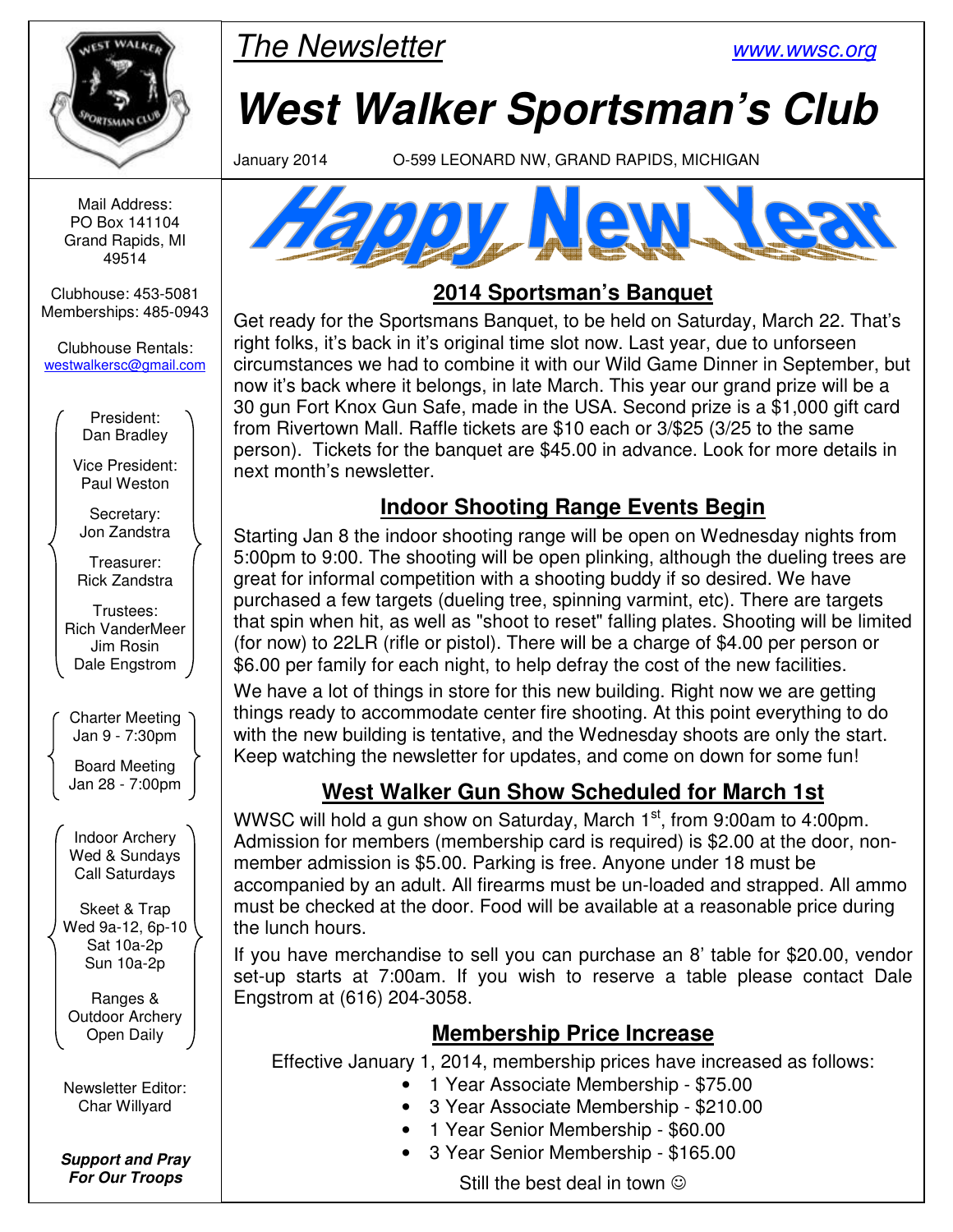# The Newsletter

www.wwsc.org

# West Walker Sportsman's Club

January 2014 O-599 LEONARD NW, GRAND RAPIDS, MICHIGAN

Mail Address:
PO Box 141104
Grand Rapids, MI
49514

Clubhouse: 453-5081
Memberships: 485-0943

Clubhouse Rentals:
westwalkersc@gmail.com

President:
Dan Bradley

Vice President:
Paul Weston

Secretary:
Jon Zandstra

Treasurer:
Rick Zandstra

Trustees:
Rich VanderMeer
Jim Rosin
Dale Engstrom

Charter Meeting
Jan 9 - 7:30pm

Board Meeting
Jan 28 - 7:00pm

Indoor Archery
Wed & Sundays
Call Saturdays

Skeet & Trap
Wed 9a-12, 6p-10
Sat 10a-2p
Sun 10a-2p

Ranges &
Outdoor Archery
Open Daily

Newsletter Editor:
Char Willyard

***Support and Pray For Our Troops***

## Happy New Year

## 2014 Sportsman's Banquet

Get ready for the Sportsmans Banquet, to be held on Saturday, March 22. That's right folks, it's back in it's original time slot now. Last year, due to unforseen circumstances we had to combine it with our Wild Game Dinner in September, but now it's back where it belongs, in late March. This year our grand prize will be a 30 gun Fort Knox Gun Safe, made in the USA. Second prize is a $1,000 gift card from Rivertown Mall. Raffle tickets are $10 each or 3/$25 (3/25 to the same person). Tickets for the banquet are $45.00 in advance. Look for more details in next month's newsletter.

## Indoor Shooting Range Events Begin

Starting Jan 8 the indoor shooting range will be open on Wednesday nights from 5:00pm to 9:00. The shooting will be open plinking, although the dueling trees are great for informal competition with a shooting buddy if so desired. We have purchased a few targets (dueling tree, spinning varmint, etc). There are targets that spin when hit, as well as "shoot to reset" falling plates. Shooting will be limited (for now) to 22LR (rifle or pistol). There will be a charge of $4.00 per person or $6.00 per family for each night, to help defray the cost of the new facilities.

We have a lot of things in store for this new building. Right now we are getting things ready to accommodate center fire shooting. At this point everything to do with the new building is tentative, and the Wednesday shoots are only the start. Keep watching the newsletter for updates, and come on down for some fun!

## West Walker Gun Show Scheduled for March 1st

WWSC will hold a gun show on Saturday, March 1st, from 9:00am to 4:00pm. Admission for members (membership card is required) is $2.00 at the door, non-member admission is $5.00. Parking is free. Anyone under 18 must be accompanied by an adult. All firearms must be un-loaded and strapped. All ammo must be checked at the door. Food will be available at a reasonable price during the lunch hours.

If you have merchandise to sell you can purchase an 8' table for $20.00, vendor set-up starts at 7:00am. If you wish to reserve a table please contact Dale Engstrom at (616) 204-3058.

## Membership Price Increase

Effective January 1, 2014, membership prices have increased as follows:

- 1 Year Associate Membership - $75.00
- 3 Year Associate Membership - $210.00
- 1 Year Senior Membership - $60.00
- 3 Year Senior Membership - $165.00

Still the best deal in town ☺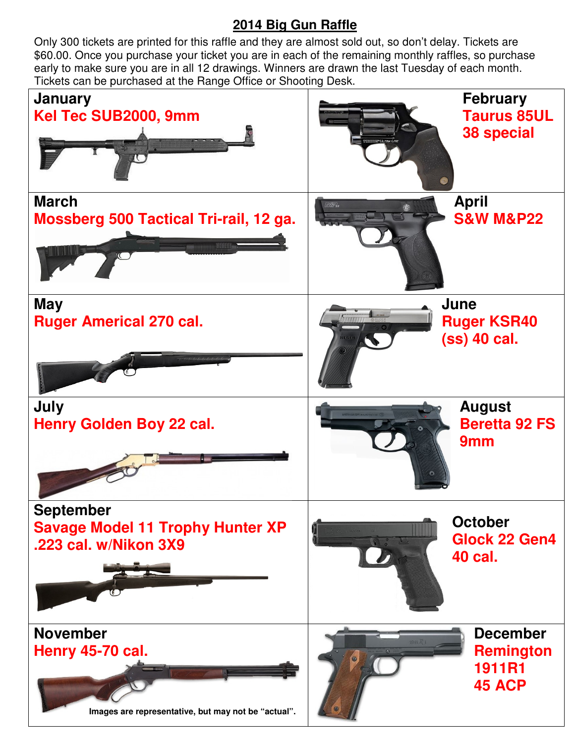# 2014 Big Gun Raffle

Only 300 tickets are printed for this raffle and they are almost sold out, so don't delay. Tickets are $60.00. Once you purchase your ticket you are in each of the remaining monthly raffles, so purchase early to make sure you are in all 12 drawings. Winners are drawn the last Tuesday of each month. Tickets can be purchased at the Range Office or Shooting Desk.

| | |
|---|---|
| **January**<br>**Kel Tec SUB2000, 9mm** | **February**<br>**Taurus 85UL 38 special** |
| **March**<br>**Mossberg 500 Tactical Tri-rail, 12 ga.** | **April**<br>**S&W M&P22** |
| **May**<br>**Ruger Americal 270 cal.** | **June**<br>**Ruger KSR40 (ss) 40 cal.** |
| **July**<br>**Henry Golden Boy 22 cal.** | **August**<br>**Beretta 92 FS 9mm** |
| **September**<br>**Savage Model 11 Trophy Hunter XP .223 cal. w/Nikon 3X9** | **October**<br>**Glock 22 Gen4 40 cal.** |
| **November**<br>**Henry 45-70 cal.** | **December**<br>**Remington 1911R1 45 ACP** |

**Images are representative, but may not be "actual".**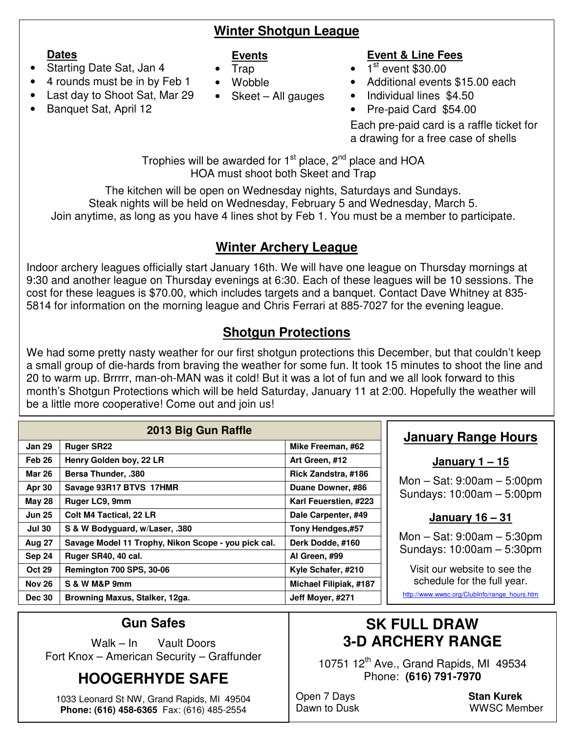## Winter Shotgun League

**Dates**
- Starting Date Sat, Jan 4
- 4 rounds must be in by Feb 1
- Last day to Shoot Sat, Mar 29
- Banquet Sat, April 12

**Events**
- Trap
- Wobble
- Skeet – All gauges

**Event & Line Fees**
- 1st event $30.00
- Additional events $15.00 each
- Individual lines $4.50
- Pre-paid Card $54.00

Each pre-paid card is a raffle ticket for a drawing for a free case of shells

Trophies will be awarded for 1st place, 2nd place and HOA
HOA must shoot both Skeet and Trap

The kitchen will be open on Wednesday nights, Saturdays and Sundays.
Steak nights will be held on Wednesday, February 5 and Wednesday, March 5.
Join anytime, as long as you have 4 lines shot by Feb 1. You must be a member to participate.

## Winter Archery League

Indoor archery leagues officially start January 16th. We will have one league on Thursday mornings at 9:30 and another league on Thursday evenings at 6:30. Each of these leagues will be 10 sessions. The cost for these leagues is $70.00, which includes targets and a banquet. Contact Dave Whitney at 835-5814 for information on the morning league and Chris Ferrari at 885-7027 for the evening league.

## Shotgun Protections

We had some pretty nasty weather for our first shotgun protections this December, but that couldn't keep a small group of die-hards from braving the weather for some fun. It took 15 minutes to shoot the line and 20 to warm up. Brrrrr, man-oh-MAN was it cold! But it was a lot of fun and we all look forward to this month's Shotgun Protections which will be held Saturday, January 11 at 2:00. Hopefully the weather will be a little more cooperative! Come out and join us!

**2013 Big Gun Raffle**

| Date | Prize | Winner |
|---|---|---|
| Jan 29 | Ruger SR22 | Mike Freeman, #62 |
| Feb 26 | Henry Golden boy, 22 LR | Art Green, #12 |
| Mar 26 | Bersa Thunder, .380 | Rick Zandstra, #186 |
| Apr 30 | Savage 93R17 BTVS 17HMR | Duane Downer, #86 |
| May 28 | Ruger LC9, 9mm | Karl Feuerstien, #223 |
| Jun 25 | Colt M4 Tactical, 22 LR | Dale Carpenter, #49 |
| Jul 30 | S & W Bodyguard, w/Laser, .380 | Tony Hendges,#57 |
| Aug 27 | Savage Model 11 Trophy, Nikon Scope - you pick cal. | Derk Dodde, #160 |
| Sep 24 | Ruger SR40, 40 cal. | Al Green, #99 |
| Oct 29 | Remington 700 SPS, 30-06 | Kyle Schafer, #210 |
| Nov 26 | S & W M&P 9mm | Michael Filipiak, #187 |
| Dec 30 | Browning Maxus, Stalker, 12ga. | Jeff Moyer, #271 |

## January Range Hours

**January 1 – 15**

Mon – Sat: 9:00am – 5:00pm
Sundays: 10:00am – 5:00pm

**January 16 – 31**

Mon – Sat: 9:00am – 5:30pm
Sundays: 10:00am – 5:30pm

Visit our website to see the schedule for the full year.
http://www.wwsc.org/ClubInfo/range_hours.htm

---

**Gun Safes**

Walk – In Vault Doors
Fort Knox – American Security – Graffunder

**HOOGERHYDE SAFE**

1033 Leonard St NW, Grand Rapids, MI 49504
**Phone: (616) 458-6365** Fax: (616) 485-2554

---

**SK FULL DRAW 3-D ARCHERY RANGE**

10751 12th Ave., Grand Rapids, MI 49534
Phone: **(616) 791-7970**

Open 7 Days
Dawn to Dusk

**Stan Kurek**
WWSC Member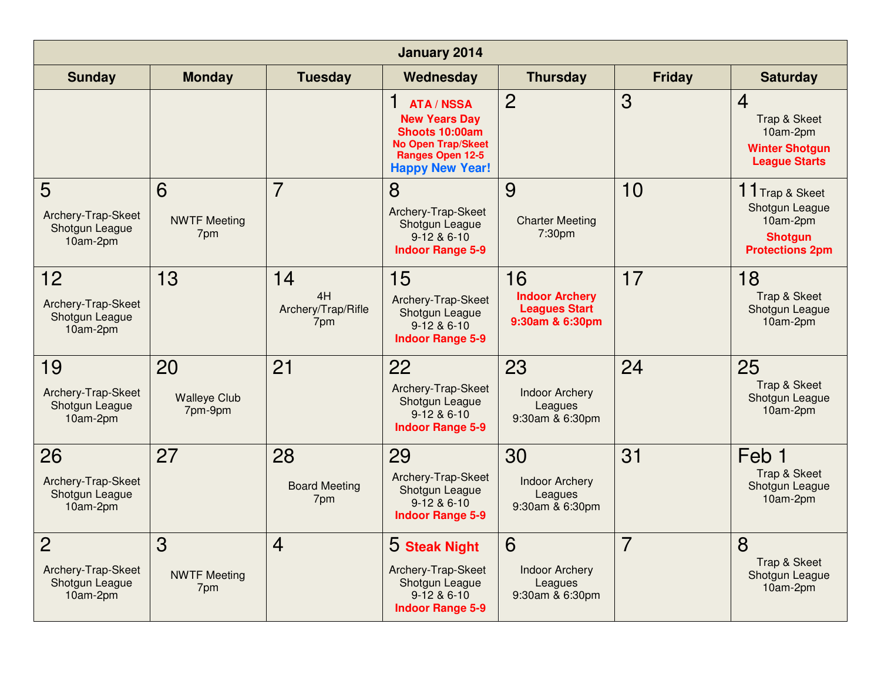| January 2014 | | | | | | |
|---|---|---|---|---|---|---|
| **Sunday** | **Monday** | **Tuesday** | **Wednesday** | **Thursday** | **Friday** | **Saturday** |
| | | | 1 **ATA / NSSA New Years Day Shoots 10:00am No Open Trap/Skeet Ranges Open 12-5** **Happy New Year!** | 2 | 3 | 4 Trap & Skeet 10am-2pm **Winter Shotgun League Starts** |
| 5 Archery-Trap-Skeet Shotgun League 10am-2pm | 6 NWTF Meeting 7pm | 7 | 8 Archery-Trap-Skeet Shotgun League 9-12 & 6-10 **Indoor Range 5-9** | 9 Charter Meeting 7:30pm | 10 | 11 Trap & Skeet Shotgun League 10am-2pm **Shotgun Protections 2pm** |
| 12 Archery-Trap-Skeet Shotgun League 10am-2pm | 13 | 14 4H Archery/Trap/Rifle 7pm | 15 Archery-Trap-Skeet Shotgun League 9-12 & 6-10 **Indoor Range 5-9** | 16 **Indoor Archery Leagues Start 9:30am & 6:30pm** | 17 | 18 Trap & Skeet Shotgun League 10am-2pm |
| 19 Archery-Trap-Skeet Shotgun League 10am-2pm | 20 Walleye Club 7pm-9pm | 21 | 22 Archery-Trap-Skeet Shotgun League 9-12 & 6-10 **Indoor Range 5-9** | 23 Indoor Archery Leagues 9:30am & 6:30pm | 24 | 25 Trap & Skeet Shotgun League 10am-2pm |
| 26 Archery-Trap-Skeet Shotgun League 10am-2pm | 27 | 28 Board Meeting 7pm | 29 Archery-Trap-Skeet Shotgun League 9-12 & 6-10 **Indoor Range 5-9** | 30 Indoor Archery Leagues 9:30am & 6:30pm | 31 | Feb 1 Trap & Skeet Shotgun League 10am-2pm |
| 2 Archery-Trap-Skeet Shotgun League 10am-2pm | 3 NWTF Meeting 7pm | 4 | 5 **Steak Night** Archery-Trap-Skeet Shotgun League 9-12 & 6-10 **Indoor Range 5-9** | 6 Indoor Archery Leagues 9:30am & 6:30pm | 7 | 8 Trap & Skeet Shotgun League 10am-2pm |